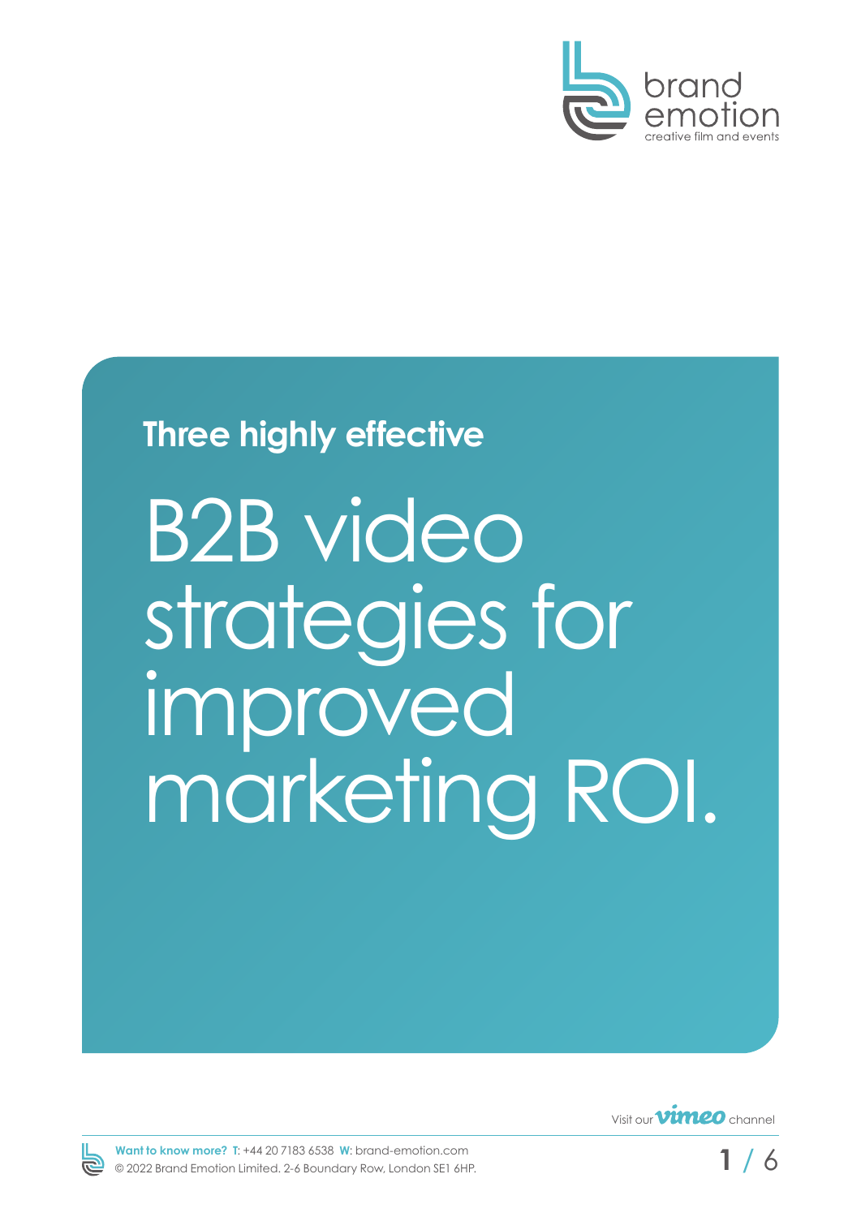brand emotion
creative film and events

**Three highly effective**

# B2B video strategies for improved marketing ROI.

Visit our vimeo channel

**Want to know more?** **T**: +44 20 7183 6538 **W**: brand-emotion.com
© 2022 Brand Emotion Limited. 2-6 Boundary Row, London SE1 6HP.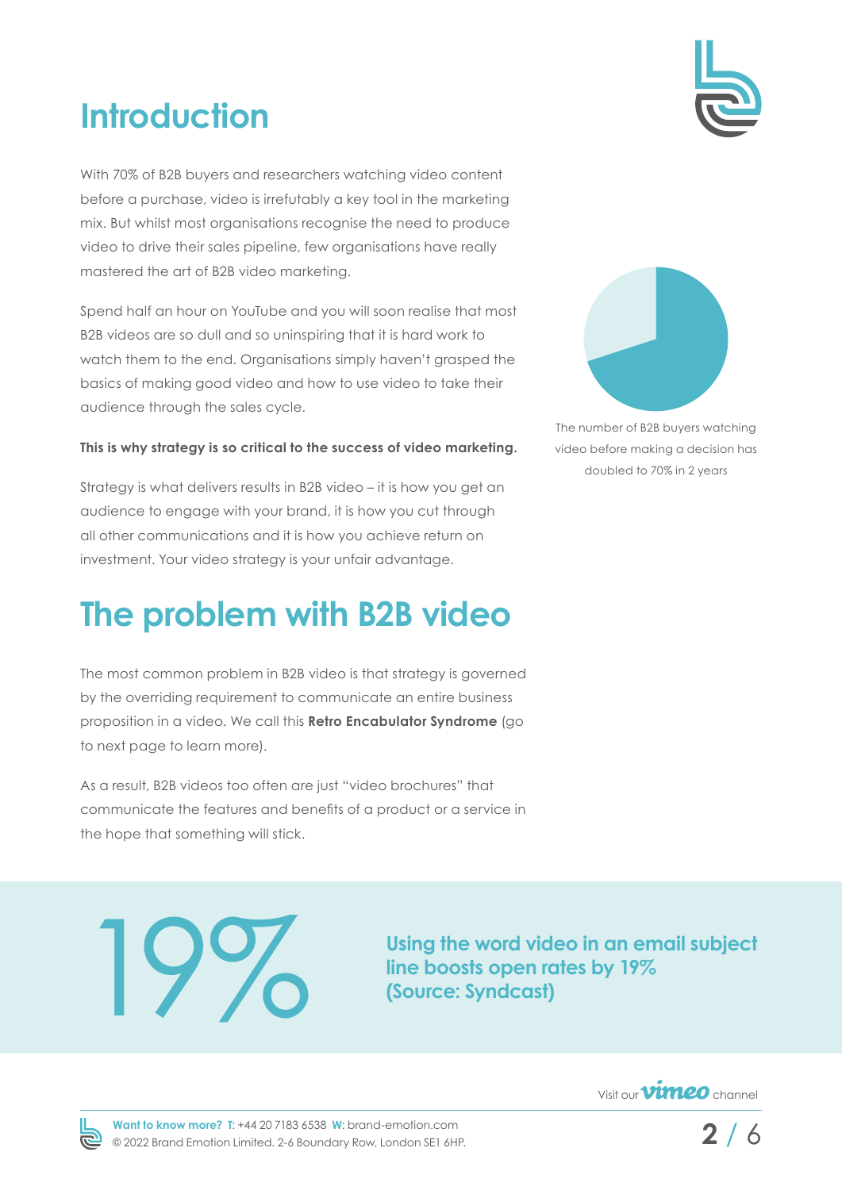# Introduction

With 70% of B2B buyers and researchers watching video content before a purchase, video is irrefutably a key tool in the marketing mix. But whilst most organisations recognise the need to produce video to drive their sales pipeline, few organisations have really mastered the art of B2B video marketing.

Spend half an hour on YouTube and you will soon realise that most B2B videos are so dull and so uninspiring that it is hard work to watch them to the end. Organisations simply haven't grasped the basics of making good video and how to use video to take their audience through the sales cycle.

**This is why strategy is so critical to the success of video marketing.**

Strategy is what delivers results in B2B video – it is how you get an audience to engage with your brand, it is how you cut through all other communications and it is how you achieve return on investment. Your video strategy is your unfair advantage.

The number of B2B buyers watching video before making a decision has doubled to 70% in 2 years

# The problem with B2B video

The most common problem in B2B video is that strategy is governed by the overriding requirement to communicate an entire business proposition in a video. We call this **Retro Encabulator Syndrome** (go to next page to learn more).

As a result, B2B videos too often are just "video brochures" that communicate the features and benefits of a product or a service in the hope that something will stick.

19%

**Using the word video in an email subject line boosts open rates by 19% (Source: Syndcast)**

Visit our vimeo channel

**Want to know more?** T: +44 20 7183 6538 W: brand-emotion.com
© 2022 Brand Emotion Limited. 2-6 Boundary Row, London SE1 6HP.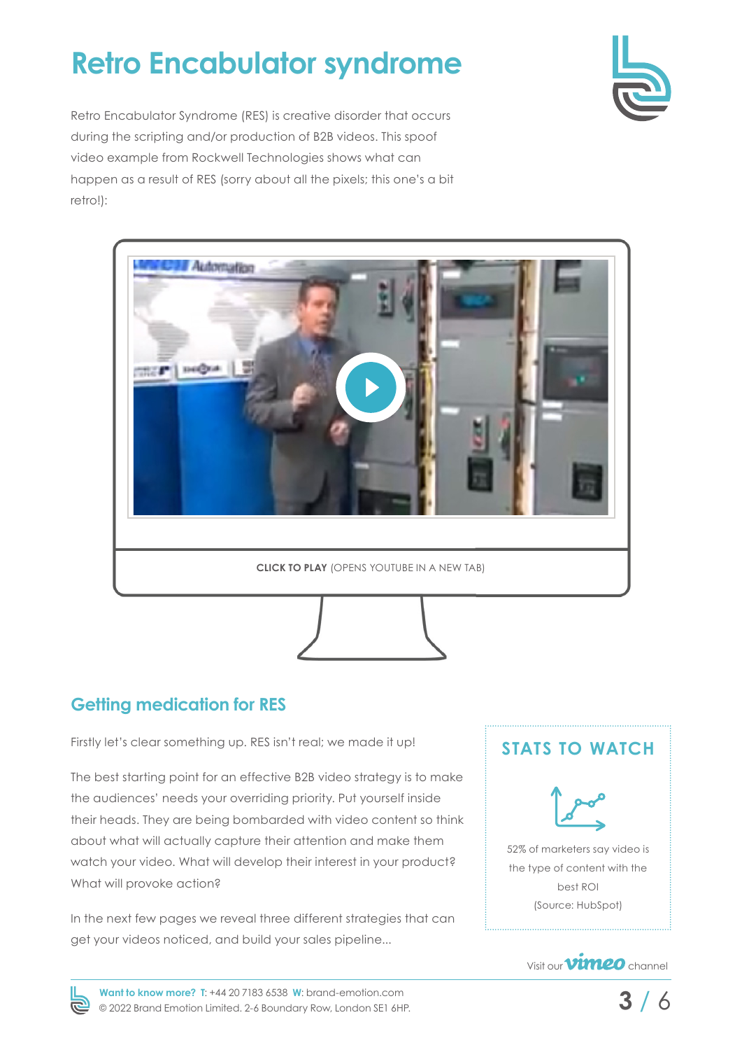# Retro Encabulator syndrome

Retro Encabulator Syndrome (RES) is creative disorder that occurs during the scripting and/or production of B2B videos. This spoof video example from Rockwell Technologies shows what can happen as a result of RES (sorry about all the pixels; this one's a bit retro!):

**CLICK TO PLAY** (OPENS YOUTUBE IN A NEW TAB)

## Getting medication for RES

Firstly let's clear something up. RES isn't real; we made it up!

The best starting point for an effective B2B video strategy is to make the audiences' needs your overriding priority. Put yourself inside their heads. They are being bombarded with video content so think about what will actually capture their attention and make them watch your video. What will develop their interest in your product? What will provoke action?

In the next few pages we reveal three different strategies that can get your videos noticed, and build your sales pipeline...

### STATS TO WATCH

52% of marketers say video is the type of content with the best ROI (Source: HubSpot)

Visit our vimeo channel

**Want to know more?** **T**: +44 20 7183 6538 **W**: brand-emotion.com
© 2022 Brand Emotion Limited. 2-6 Boundary Row, London SE1 6HP.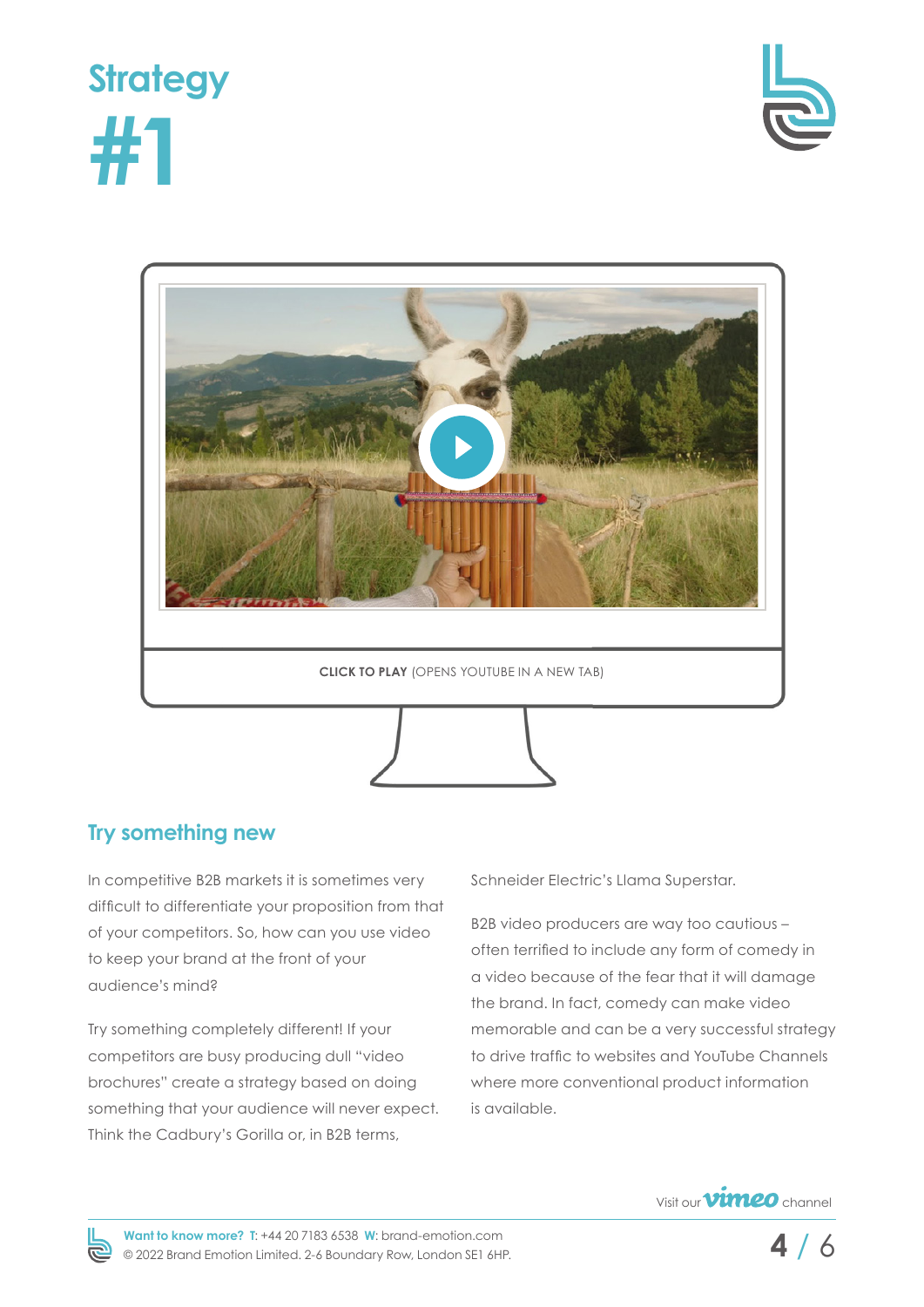# Strategy #1

CLICK TO PLAY (OPENS YOUTUBE IN A NEW TAB)

## Try something new

In competitive B2B markets it is sometimes very difficult to differentiate your proposition from that of your competitors. So, how can you use video to keep your brand at the front of your audience's mind?

Try something completely different! If your competitors are busy producing dull "video brochures" create a strategy based on doing something that your audience will never expect. Think the Cadbury's Gorilla or, in B2B terms, Schneider Electric's Llama Superstar.

B2B video producers are way too cautious – often terrified to include any form of comedy in a video because of the fear that it will damage the brand. In fact, comedy can make video memorable and can be a very successful strategy to drive traffic to websites and YouTube Channels where more conventional product information is available.

Visit our vimeo channel

**Want to know more?** T: +44 20 7183 6538 W: brand-emotion.com
© 2022 Brand Emotion Limited. 2-6 Boundary Row, London SE1 6HP.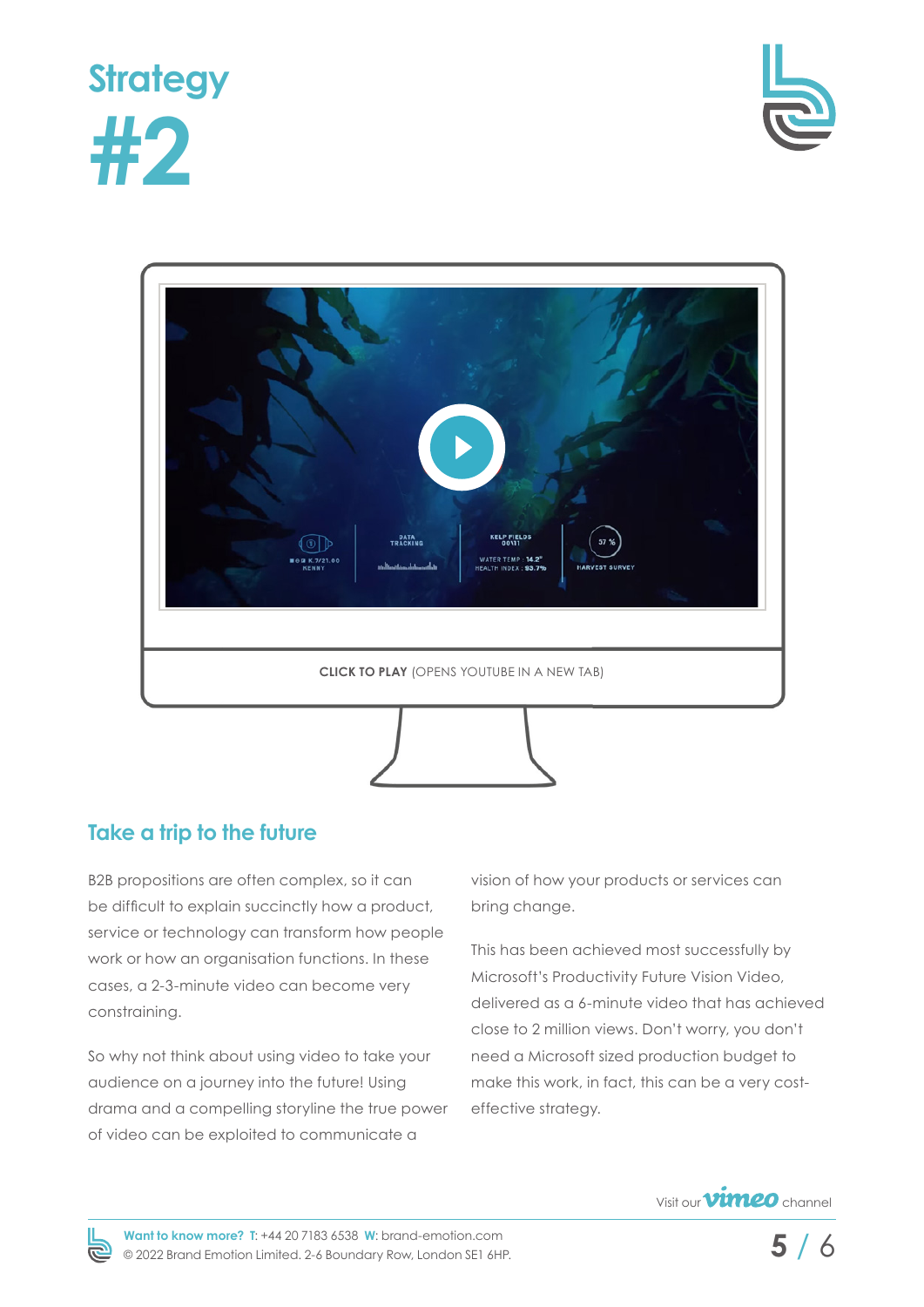# Strategy #2

**CLICK TO PLAY** (OPENS YOUTUBE IN A NEW TAB)

## Take a trip to the future

B2B propositions are often complex, so it can be difficult to explain succinctly how a product, service or technology can transform how people work or how an organisation functions. In these cases, a 2-3-minute video can become very constraining.

So why not think about using video to take your audience on a journey into the future! Using drama and a compelling storyline the true power of video can be exploited to communicate a vision of how your products or services can bring change.

This has been achieved most successfully by Microsoft's Productivity Future Vision Video, delivered as a 6-minute video that has achieved close to 2 million views. Don't worry, you don't need a Microsoft sized production budget to make this work, in fact, this can be a very cost-effective strategy.

Visit our vimeo channel

**Want to know more?** **T**: +44 20 7183 6538 **W**: brand-emotion.com
© 2022 Brand Emotion Limited. 2-6 Boundary Row, London SE1 6HP.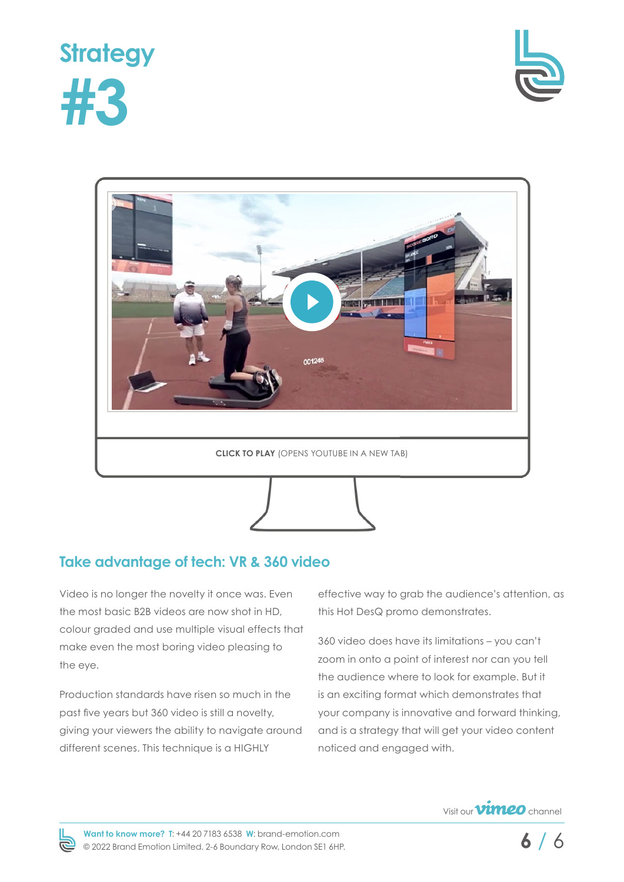# Strategy #3

**CLICK TO PLAY** (OPENS YOUTUBE IN A NEW TAB)

## Take advantage of tech: VR & 360 video

Video is no longer the novelty it once was. Even the most basic B2B videos are now shot in HD, colour graded and use multiple visual effects that make even the most boring video pleasing to the eye.

Production standards have risen so much in the past five years but 360 video is still a novelty, giving your viewers the ability to navigate around different scenes. This technique is a HIGHLY effective way to grab the audience's attention, as this Hot DesQ promo demonstrates.

360 video does have its limitations – you can't zoom in onto a point of interest nor can you tell the audience where to look for example. But it is an exciting format which demonstrates that your company is innovative and forward thinking, and is a strategy that will get your video content noticed and engaged with.

Visit our vimeo channel

**Want to know more? T**: +44 20 7183 6538 **W**: brand-emotion.com
© 2022 Brand Emotion Limited. 2-6 Boundary Row, London SE1 6HP.